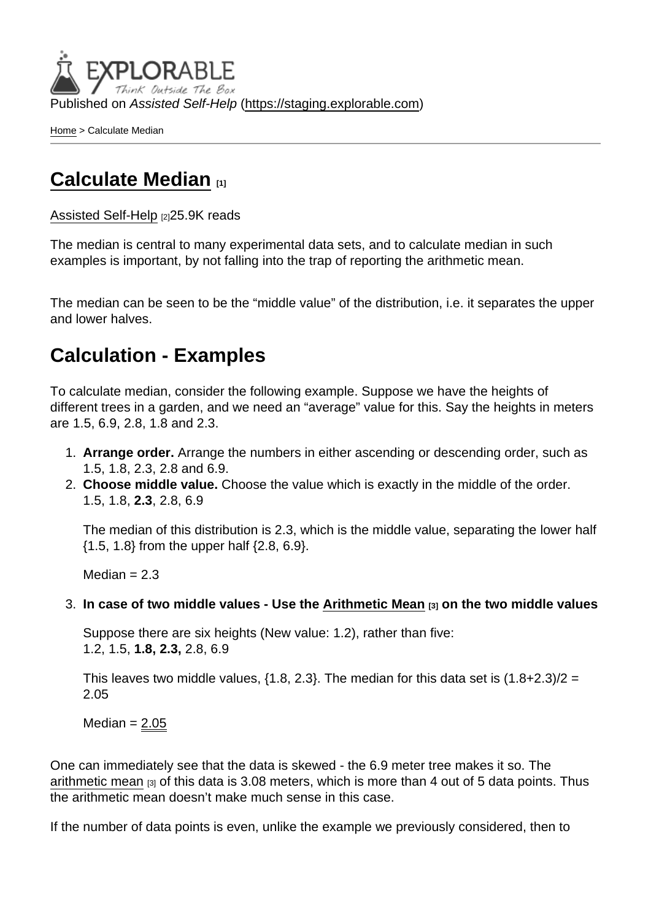Published on *Assisted Self-Help* (https://staging.explorable.com)

Home > Calculate Median

# Calculate Median [1]

Assisted Self-Help [2]25.9K reads

The median is central to many experimental data sets, and to calculate median in such examples is important, by not falling into the trap of reporting the arithmetic mean.

The median can be seen to be the “middle value” of the distribution, i.e. it separates the upper and lower halves.

## Calculation - Examples

To calculate median, consider the following example. Suppose we have the heights of different trees in a garden, and we need an “average” value for this. Say the heights in meters are 1.5, 6.9, 2.8, 1.8 and 2.3.

1. **Arrange order.** Arrange the numbers in either ascending or descending order, such as 1.5, 1.8, 2.3, 2.8 and 6.9.
2. **Choose middle value.** Choose the value which is exactly in the middle of the order. 1.5, 1.8, **2.3**, 2.8, 6.9

   The median of this distribution is 2.3, which is the middle value, separating the lower half {1.5, 1.8} from the upper half {2.8, 6.9}.

   Median = 2.3

3. **In case of two middle values - Use the Arithmetic Mean [3] on the two middle values**

   Suppose there are six heights (New value: 1.2), rather than five: 1.2, 1.5, **1.8, 2.3,** 2.8, 6.9

   This leaves two middle values, {1.8, 2.3}. The median for this data set is (1.8+2.3)/2 = 2.05

   Median = 2.05

One can immediately see that the data is skewed - the 6.9 meter tree makes it so. The arithmetic mean [3] of this data is 3.08 meters, which is more than 4 out of 5 data points. Thus the arithmetic mean doesn’t make much sense in this case.

If the number of data points is even, unlike the example we previously considered, then to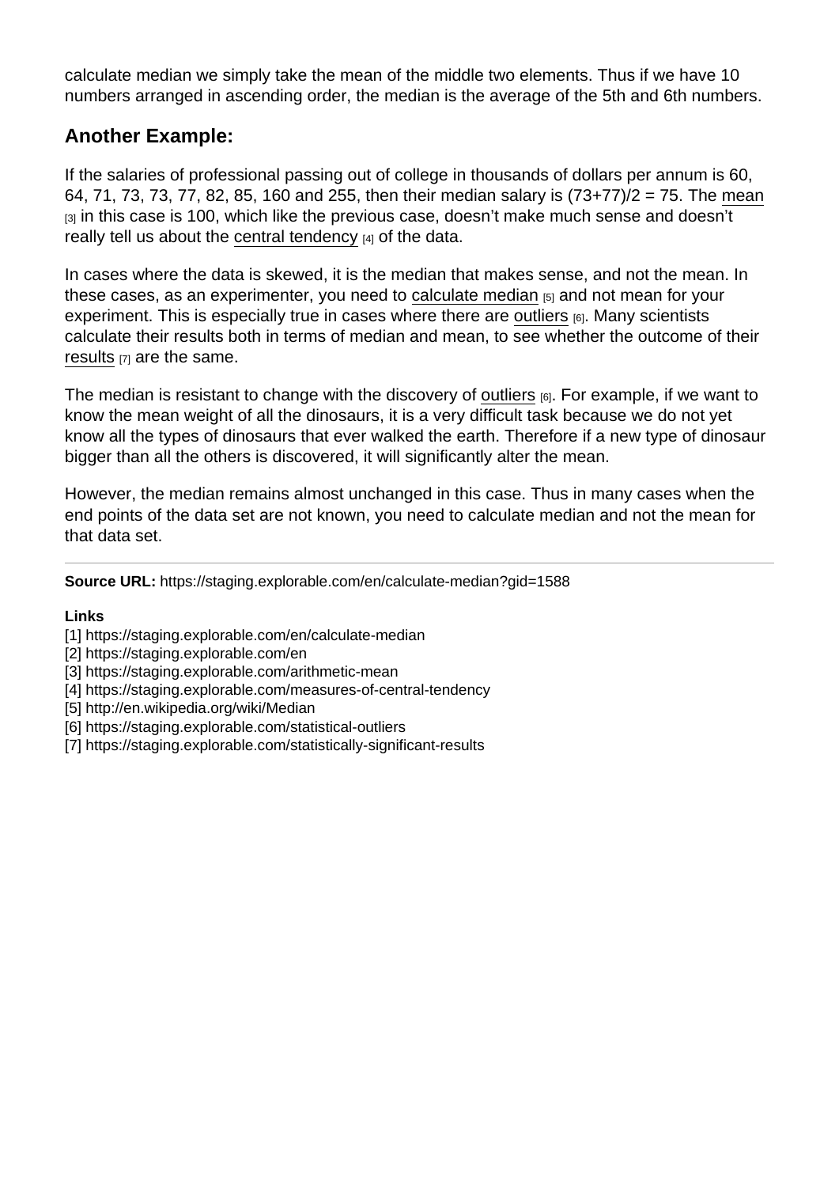calculate median we simply take the mean of the middle two elements. Thus if we have 10 numbers arranged in ascending order, the median is the average of the 5th and 6th numbers.

## Another Example:

If the salaries of professional passing out of college in thousands of dollars per annum is 60, 64, 71, 73, 73, 77, 82, 85, 160 and 255, then their median salary is (73+77)/2 = 75. The mean [3] in this case is 100, which like the previous case, doesn't make much sense and doesn't really tell us about the central tendency [4] of the data.

In cases where the data is skewed, it is the median that makes sense, and not the mean. In these cases, as an experimenter, you need to calculate median [5] and not mean for your experiment. This is especially true in cases where there are outliers [6]. Many scientists calculate their results both in terms of median and mean, to see whether the outcome of their results [7] are the same.

The median is resistant to change with the discovery of outliers [6]. For example, if we want to know the mean weight of all the dinosaurs, it is a very difficult task because we do not yet know all the types of dinosaurs that ever walked the earth. Therefore if a new type of dinosaur bigger than all the others is discovered, it will significantly alter the mean.

However, the median remains almost unchanged in this case. Thus in many cases when the end points of the data set are not known, you need to calculate median and not the mean for that data set.

---

**Source URL:** https://staging.explorable.com/en/calculate-median?gid=1588

**Links**

[1] https://staging.explorable.com/en/calculate-median
[2] https://staging.explorable.com/en
[3] https://staging.explorable.com/arithmetic-mean
[4] https://staging.explorable.com/measures-of-central-tendency
[5] http://en.wikipedia.org/wiki/Median
[6] https://staging.explorable.com/statistical-outliers
[7] https://staging.explorable.com/statistically-significant-results